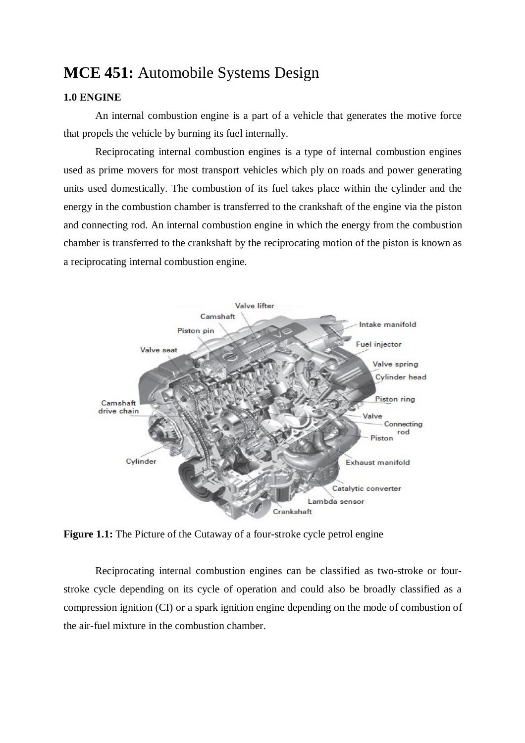# **MCE 451:** Automobile Systems Design

## 1.0 ENGINE

An internal combustion engine is a part of a vehicle that generates the motive force that propels the vehicle by burning its fuel internally.

Reciprocating internal combustion engines is a type of internal combustion engines used as prime movers for most transport vehicles which ply on roads and power generating units used domestically. The combustion of its fuel takes place within the cylinder and the energy in the combustion chamber is transferred to the crankshaft of the engine via the piston and connecting rod. An internal combustion engine in which the energy from the combustion chamber is transferred to the crankshaft by the reciprocating motion of the piston is known as a reciprocating internal combustion engine.

**Figure 1.1:** The Picture of the Cutaway of a four-stroke cycle petrol engine

Reciprocating internal combustion engines can be classified as two-stroke or four-stroke cycle depending on its cycle of operation and could also be broadly classified as a compression ignition (CI) or a spark ignition engine depending on the mode of combustion of the air-fuel mixture in the combustion chamber.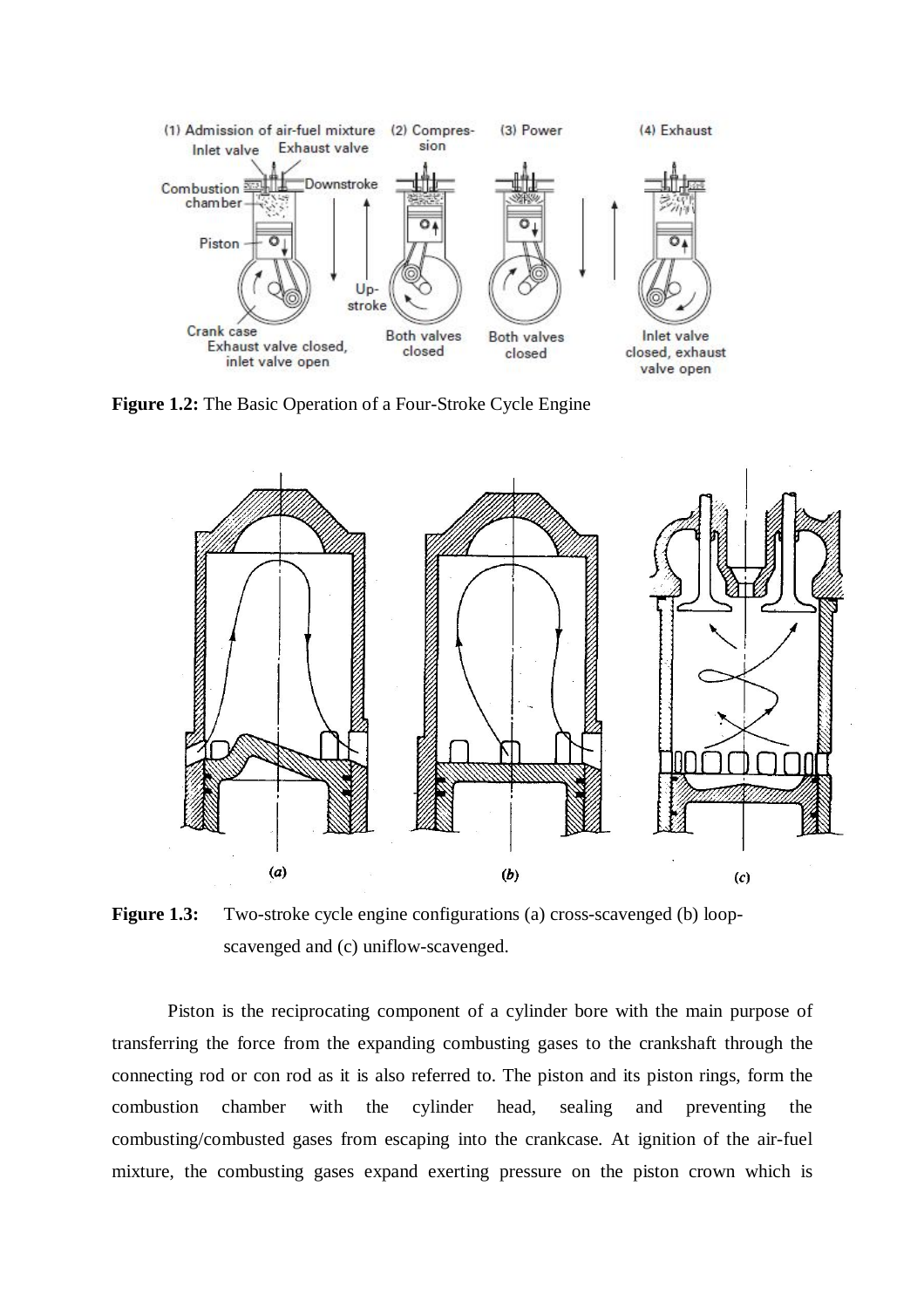**Figure 1.2:** The Basic Operation of a Four-Stroke Cycle Engine

**Figure 1.3:** Two-stroke cycle engine configurations (a) cross-scavenged (b) loop-scavenged and (c) uniflow-scavenged.

Piston is the reciprocating component of a cylinder bore with the main purpose of transferring the force from the expanding combusting gases to the crankshaft through the connecting rod or con rod as it is also referred to. The piston and its piston rings, form the combustion chamber with the cylinder head, sealing and preventing the combusting/combusted gases from escaping into the crankcase. At ignition of the air-fuel mixture, the combusting gases expand exerting pressure on the piston crown which is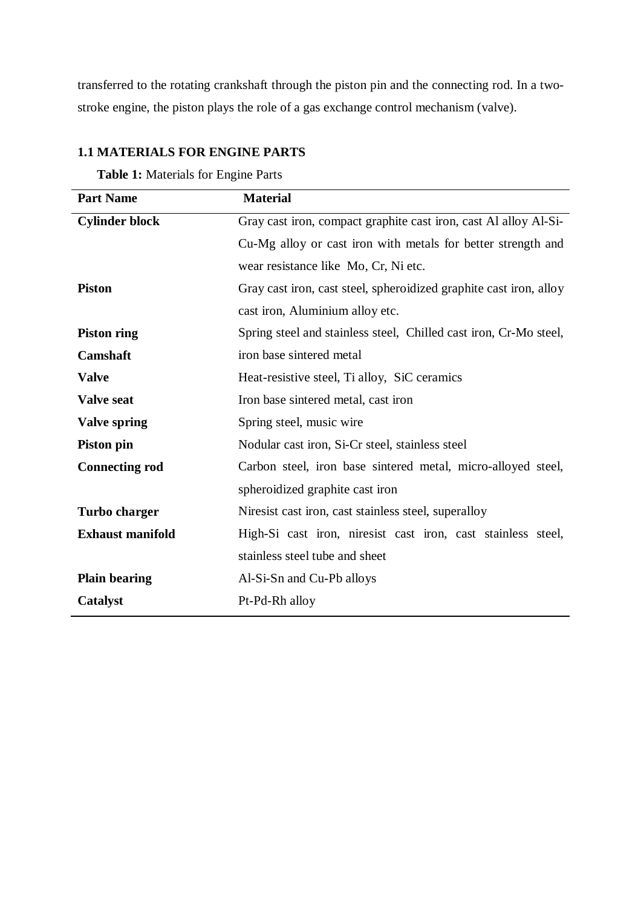transferred to the rotating crankshaft through the piston pin and the connecting rod. In a two-stroke engine, the piston plays the role of a gas exchange control mechanism (valve).

## 1.1 MATERIALS FOR ENGINE PARTS

**Table 1:** Materials for Engine Parts

| Part Name | Material |
|---|---|
| **Cylinder block** | Gray cast iron, compact graphite cast iron, cast Al alloy Al-Si-Cu-Mg alloy or cast iron with metals for better strength and wear resistance like Mo, Cr, Ni etc. |
| **Piston** | Gray cast iron, cast steel, spheroidized graphite cast iron, alloy cast iron, Aluminium alloy etc. |
| **Piston ring** | Spring steel and stainless steel, Chilled cast iron, Cr-Mo steel, |
| **Camshaft** | iron base sintered metal |
| **Valve** | Heat-resistive steel, Ti alloy, SiC ceramics |
| **Valve seat** | Iron base sintered metal, cast iron |
| **Valve spring** | Spring steel, music wire |
| **Piston pin** | Nodular cast iron, Si-Cr steel, stainless steel |
| **Connecting rod** | Carbon steel, iron base sintered metal, micro-alloyed steel, spheroidized graphite cast iron |
| **Turbo charger** | Niresist cast iron, cast stainless steel, superalloy |
| **Exhaust manifold** | High-Si cast iron, niresist cast iron, cast stainless steel, stainless steel tube and sheet |
| **Plain bearing** | Al-Si-Sn and Cu-Pb alloys |
| **Catalyst** | Pt-Pd-Rh alloy |